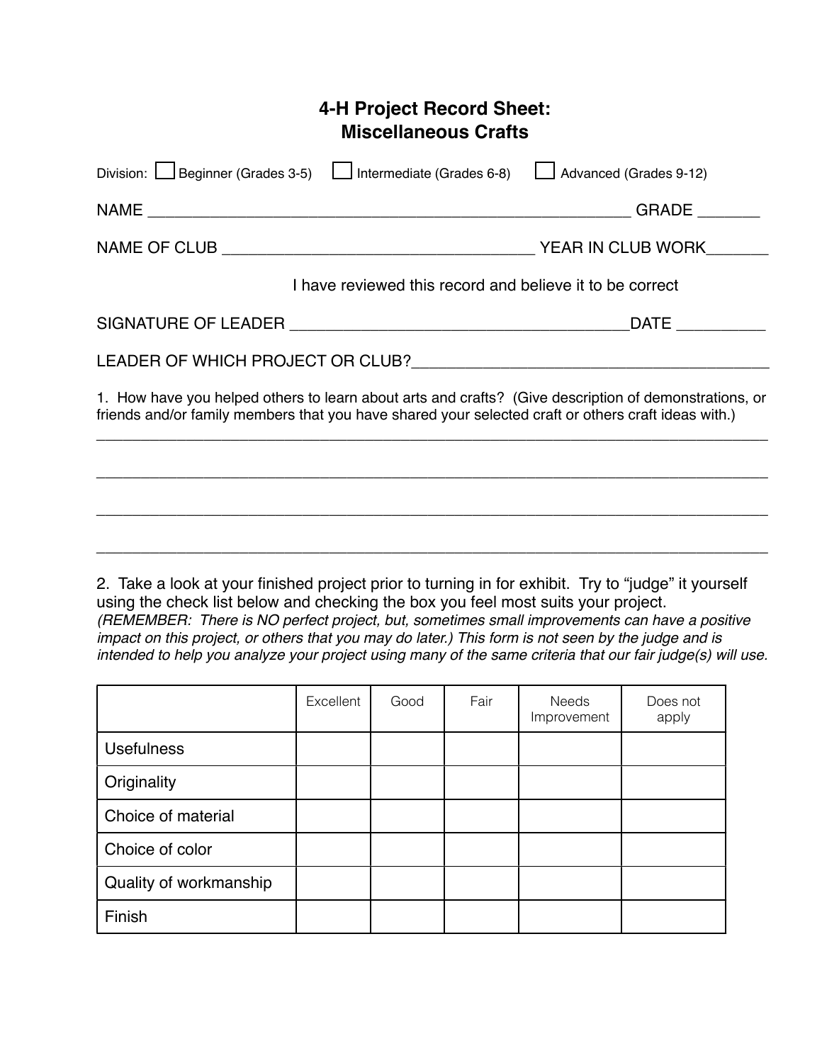# 4-H Project Record Sheet:
# Miscellaneous Crafts

Division: ☐ Beginner (Grades 3-5) ☐ Intermediate (Grades 6-8) ☐ Advanced (Grades 9-12)

NAME ________________________________________________________ GRADE _______

NAME OF CLUB ___________________________________ YEAR IN CLUB WORK_______

I have reviewed this record and believe it to be correct

SIGNATURE OF LEADER _______________________________________DATE __________

LEADER OF WHICH PROJECT OR CLUB?________________________________________

1. How have you helped others to learn about arts and crafts? (Give description of demonstrations, or friends and/or family members that you have shared your selected craft or others craft ideas with.)

______________________________________________________________________________

______________________________________________________________________________

______________________________________________________________________________

______________________________________________________________________________

2. Take a look at your finished project prior to turning in for exhibit. Try to "judge" it yourself using the check list below and checking the box you feel most suits your project. *(REMEMBER: There is NO perfect project, but, sometimes small improvements can have a positive impact on this project, or others that you may do later.) This form is not seen by the judge and is intended to help you analyze your project using many of the same criteria that our fair judge(s) will use.*

| | Excellent | Good | Fair | Needs Improvement | Does not apply |
|---|---|---|---|---|---|
| Usefulness | | | | | |
| Originality | | | | | |
| Choice of material | | | | | |
| Choice of color | | | | | |
| Quality of workmanship | | | | | |
| Finish | | | | | |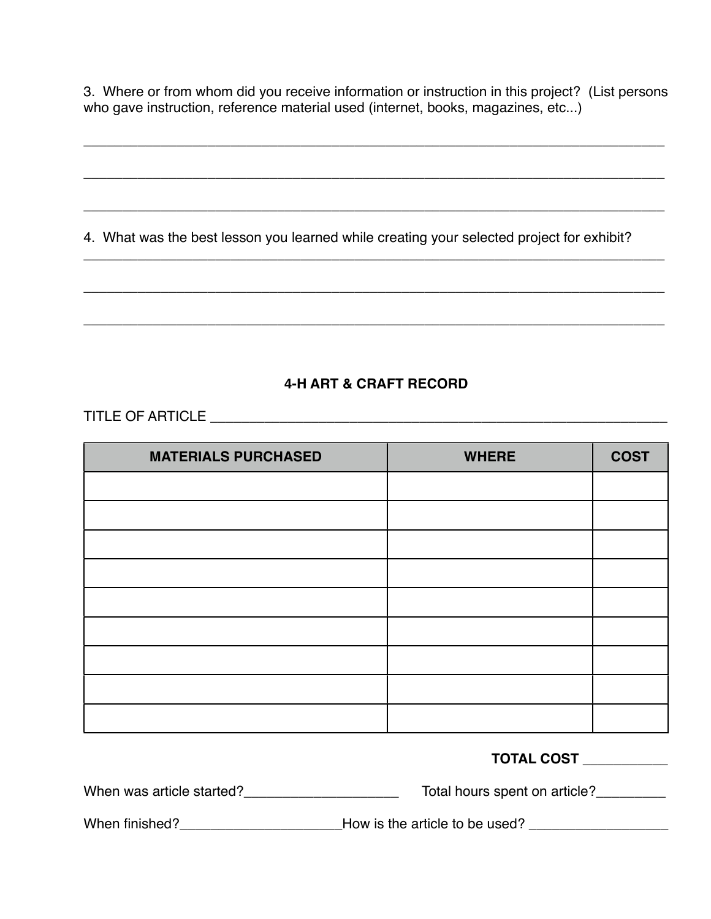3. Where or from whom did you receive information or instruction in this project? (List persons who gave instruction, reference material used (internet, books, magazines, etc...)

_______________________________________________________________________________

_______________________________________________________________________________

_______________________________________________________________________________

4. What was the best lesson you learned while creating your selected project for exhibit?

_______________________________________________________________________________

_______________________________________________________________________________

_______________________________________________________________________________

## 4-H ART & CRAFT RECORD

TITLE OF ARTICLE ____________________________________________________________

| MATERIALS PURCHASED | WHERE | COST |
|---|---|---|
| | | |
| | | |
| | | |
| | | |
| | | |
| | | |
| | | |
| | | |
| | | |

**TOTAL COST** ___________

When was article started?____________________ Total hours spent on article?_________

When finished?_____________________How is the article to be used? __________________